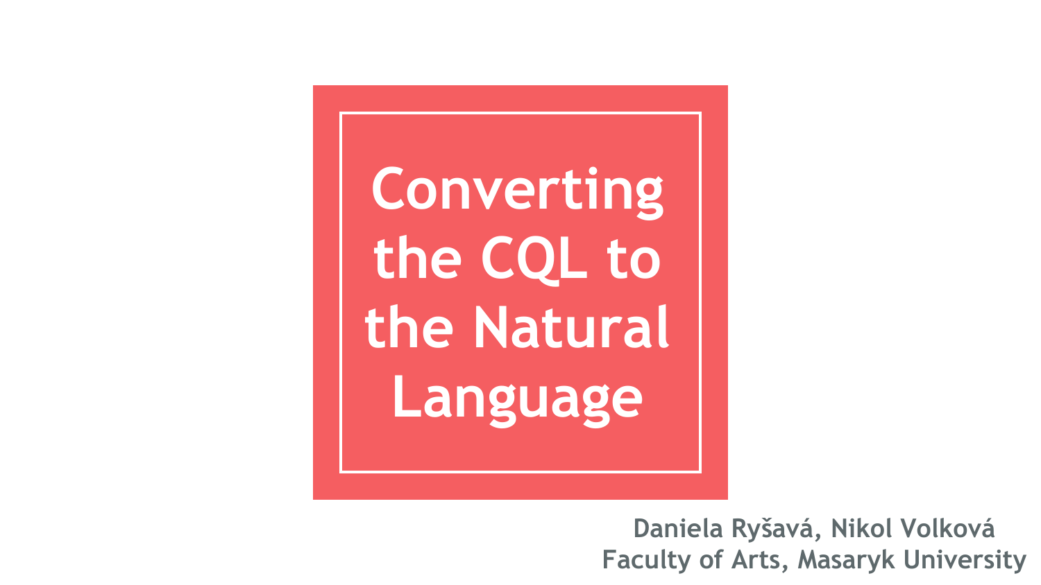# Converting the CQL to the Natural Language

**Daniela Ryšavá, Nikol Volková**
**Faculty of Arts, Masaryk University**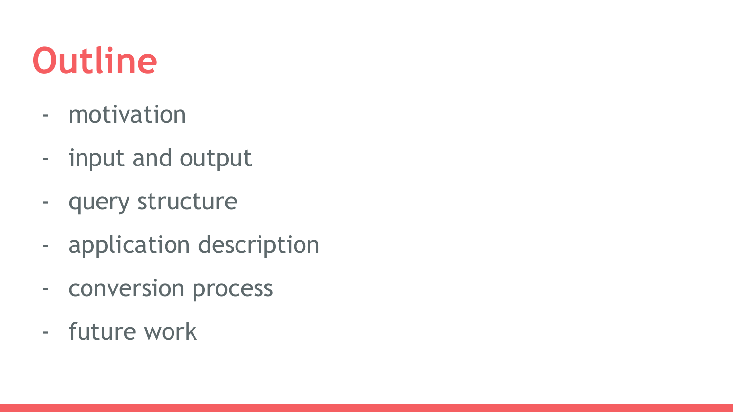# Outline

- motivation
- input and output
- query structure
- application description
- conversion process
- future work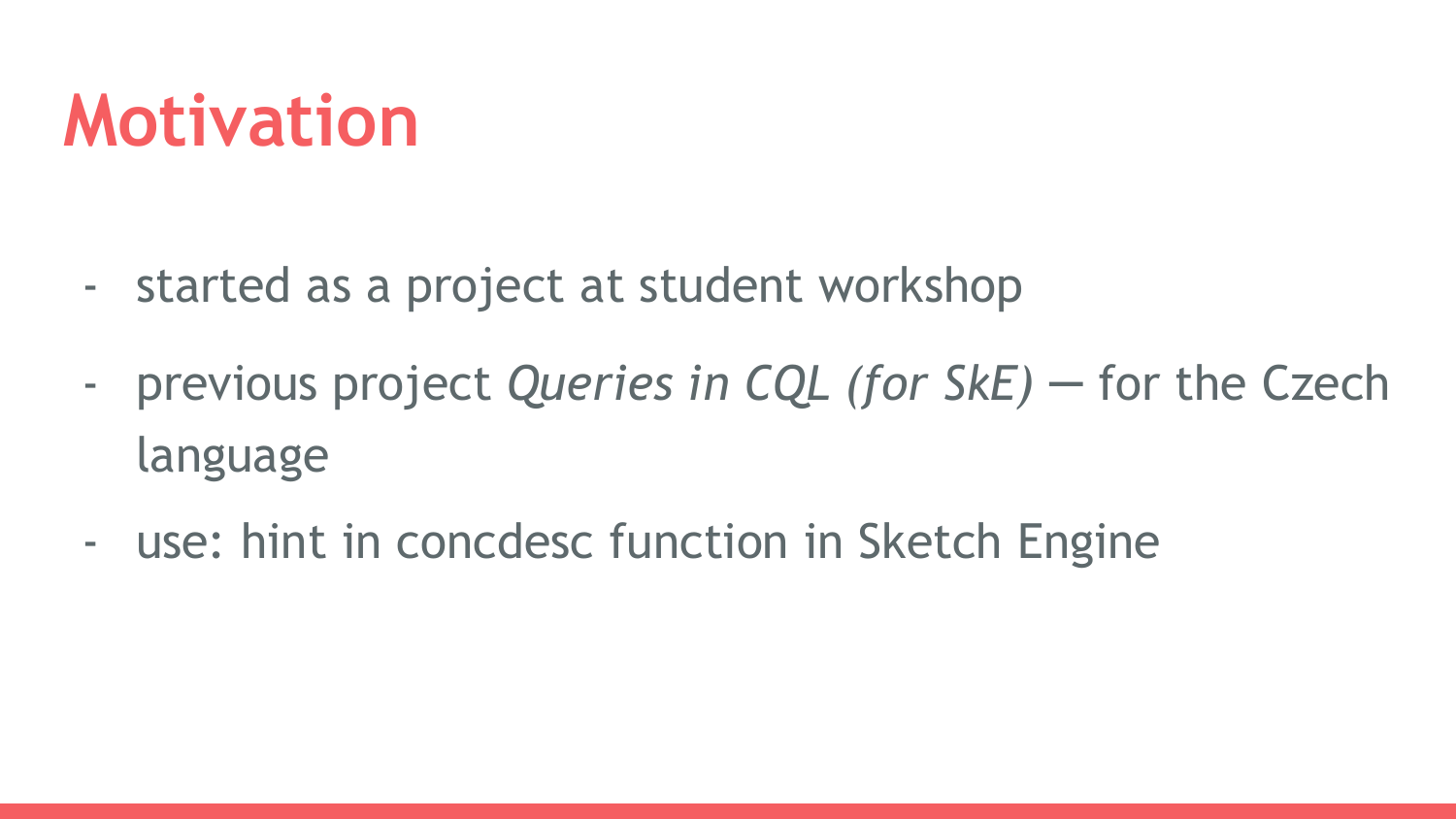# Motivation

- started as a project at student workshop
- previous project *Queries in CQL (for SkE)* — for the Czech language
- use: hint in concdesc function in Sketch Engine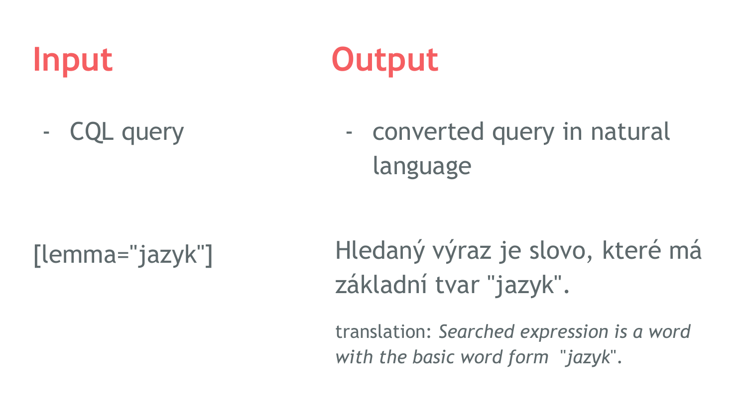## Input

- CQL query

[lemma="jazyk"]

## Output

- converted query in natural language

Hledaný výraz je slovo, které má základní tvar "jazyk".

translation: *Searched expression is a word with the basic word form "jazyk".*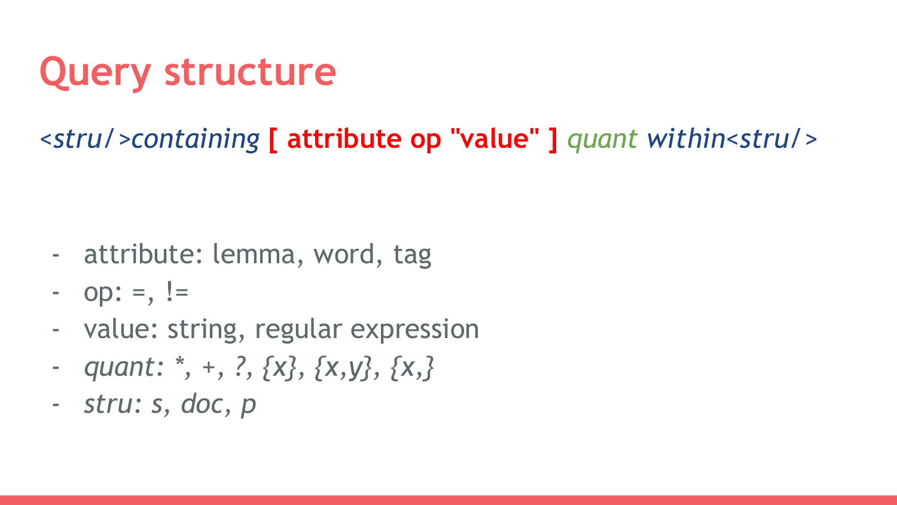# Query structure

*<stru/>containing* **[ attribute op "value" ]** *quant within<stru/>*

- attribute: lemma, word, tag
- op: =, !=
- value: string, regular expression
- *quant: *, +, ?, {x}, {x,y}, {x,}*
- *stru: s, doc, p*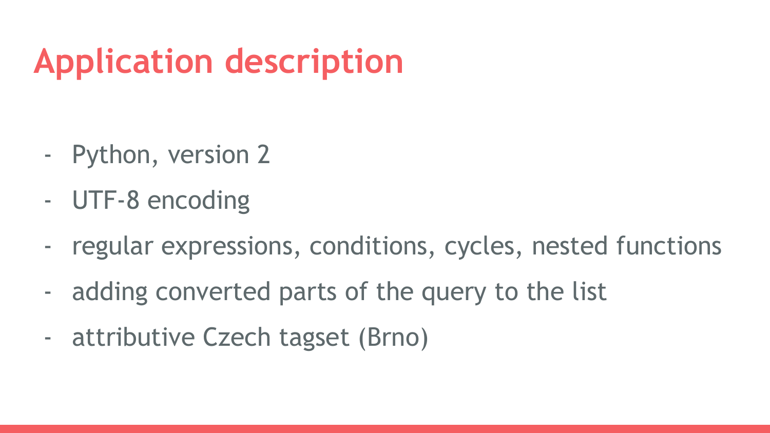# Application description

- Python, version 2
- UTF-8 encoding
- regular expressions, conditions, cycles, nested functions
- adding converted parts of the query to the list
- attributive Czech tagset (Brno)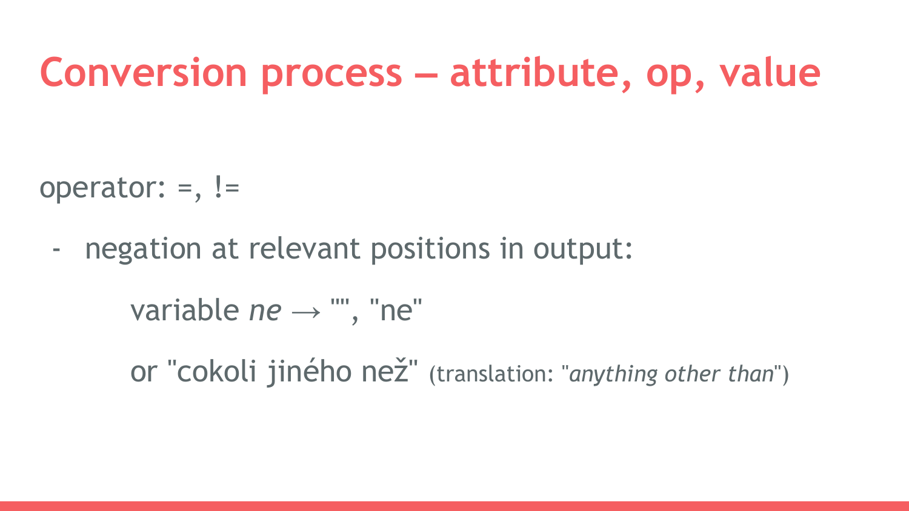# Conversion process – attribute, op, value

operator: =, !=

- negation at relevant positions in output:

  variable *ne* → "", "ne"

  or "cokoli jiného než" (translation: "*anything other than*")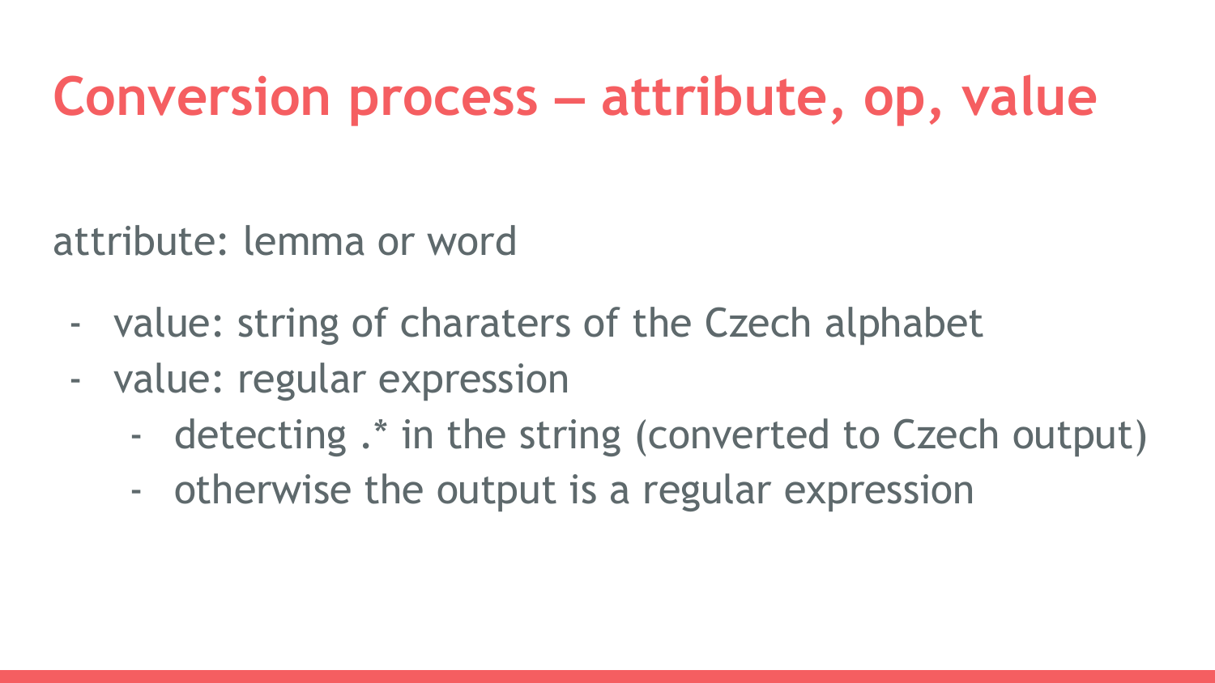# Conversion process – attribute, op, value

attribute: lemma or word

- value: string of charaters of the Czech alphabet
- value: regular expression
  - detecting .* in the string (converted to Czech output)
  - otherwise the output is a regular expression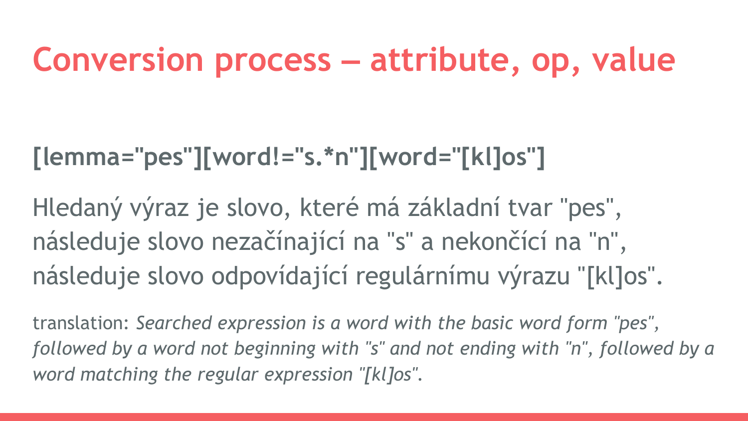# Conversion process – attribute, op, value

**[lemma="pes"][word!="s.*n"][word="[kl]os"]**

Hledaný výraz je slovo, které má základní tvar "pes", následuje slovo nezačínající na "s" a nekončící na "n", následuje slovo odpovídající regulárnímu výrazu "[kl]os".

translation: *Searched expression is a word with the basic word form "pes", followed by a word not beginning with "s" and not ending with "n", followed by a word matching the regular expression "[kl]os".*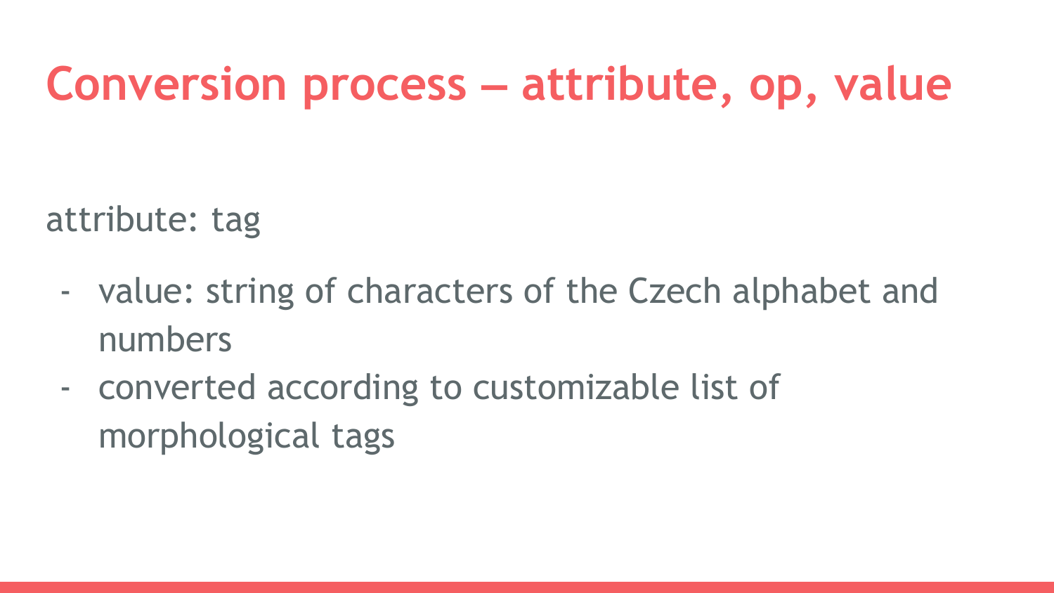# Conversion process – attribute, op, value

attribute: tag

- value: string of characters of the Czech alphabet and numbers
- converted according to customizable list of morphological tags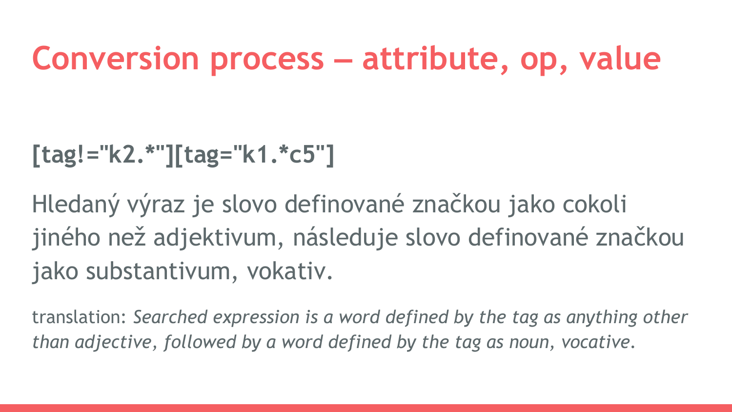# Conversion process – attribute, op, value

**[tag!="k2.*"][tag="k1.*c5"]**

Hledaný výraz je slovo definované značkou jako cokoli jiného než adjektivum, následuje slovo definované značkou jako substantivum, vokativ.

translation: *Searched expression is a word defined by the tag as anything other than adjective, followed by a word defined by the tag as noun, vocative.*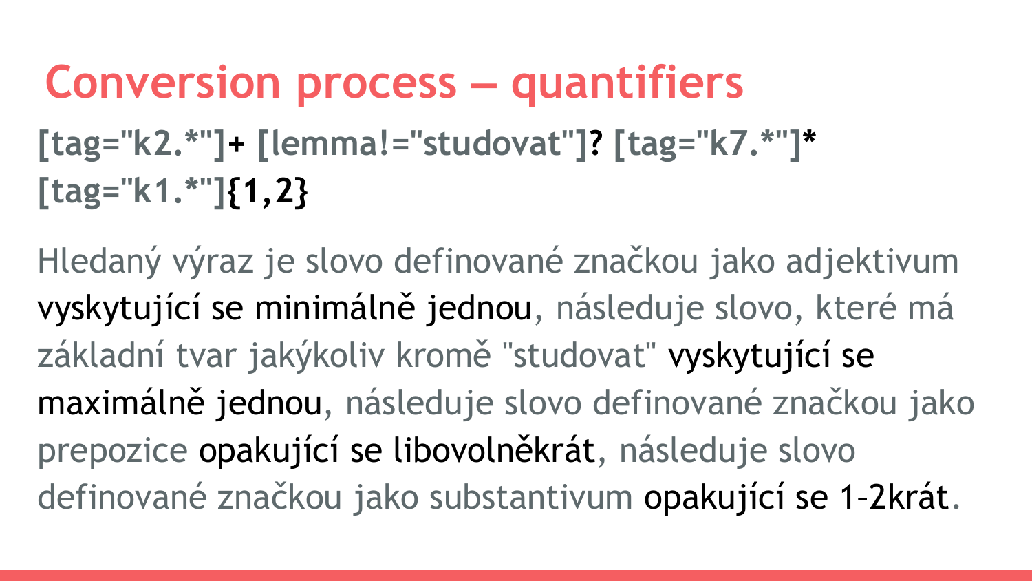# Conversion process – quantifiers

**[tag="k2.*"]+ [lemma!="studovat"]? [tag="k7.*"]* [tag="k1.*"]{1,2}**

Hledaný výraz je slovo definované značkou jako adjektivum vyskytující se minimálně jednou, následuje slovo, které má základní tvar jakýkoliv kromě "studovat" vyskytující se maximálně jednou, následuje slovo definované značkou jako prepozice opakující se libovolněkrát, následuje slovo definované značkou jako substantivum opakující se 1–2krát.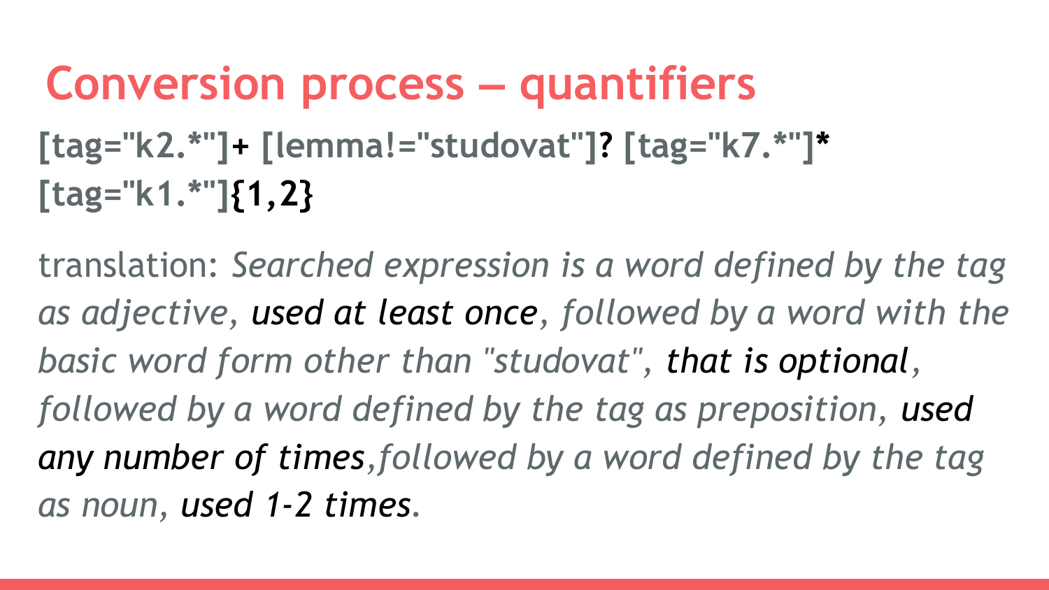# Conversion process – quantifiers

**[tag="k2.*"]+ [lemma!="studovat"]? [tag="k7.*"]* [tag="k1.*"]{1,2}**

translation: *Searched expression is a word defined by the tag as adjective*, *used at least once*, *followed by a word with the basic word form other than "studovat"*, *that is optional*, *followed by a word defined by the tag as preposition*, *used any number of times*, *followed by a word defined by the tag as noun*, *used 1-2 times*.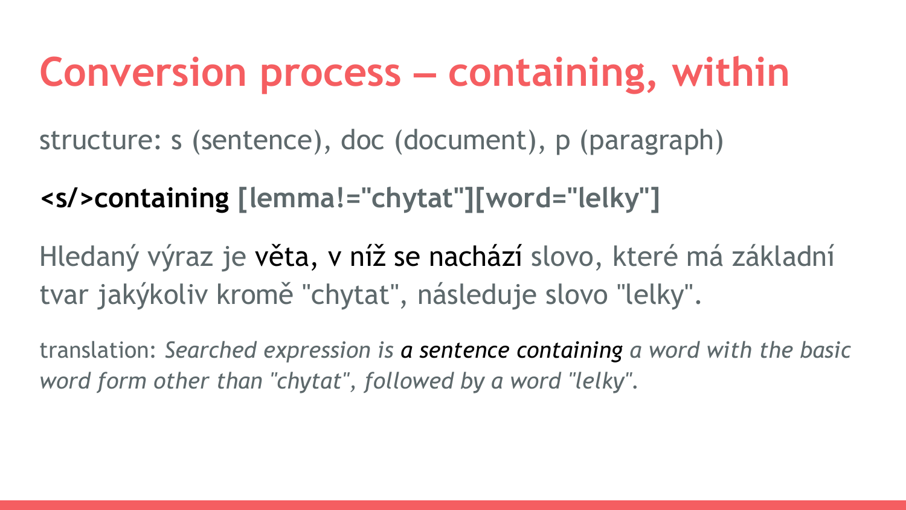# Conversion process – containing, within

structure: s (sentence), doc (document), p (paragraph)

**<s/>containing [lemma!="chytat"][word="lelky"]**

Hledaný výraz je věta, v níž se nachází slovo, které má základní tvar jakýkoliv kromě "chytat", následuje slovo "lelky".

translation: *Searched expression is a sentence containing a word with the basic word form other than "chytat", followed by a word "lelky".*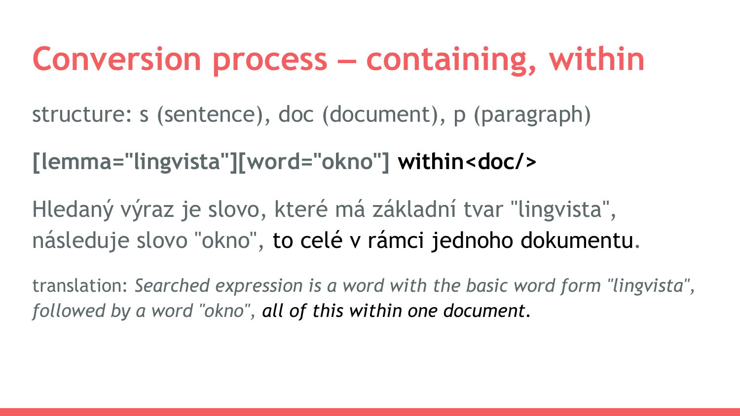# Conversion process – containing, within

structure: s (sentence), doc (document), p (paragraph)

**[lemma="lingvista"][word="okno"] within<doc/>**

Hledaný výraz je slovo, které má základní tvar "lingvista", následuje slovo "okno", to celé v rámci jednoho dokumentu.

translation: *Searched expression is a word with the basic word form "lingvista", followed by a word "okno", all of this within one document.*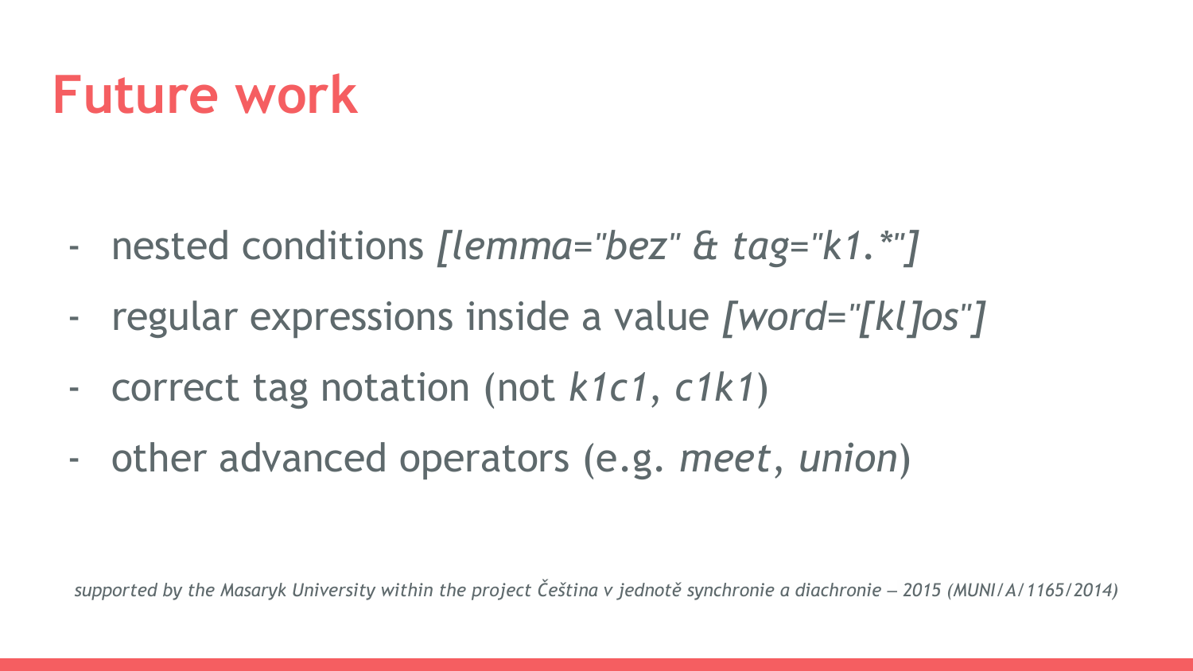# Future work

- nested conditions *[lemma="bez" & tag="k1.*"]*
- regular expressions inside a value *[word="[kl]os"]*
- correct tag notation (not *k1c1*, *c1k1*)
- other advanced operators (e.g. *meet*, *union*)

*supported by the Masaryk University within the project Čeština v jednotě synchronie a diachronie – 2015 (MUNI/A/1165/2014)*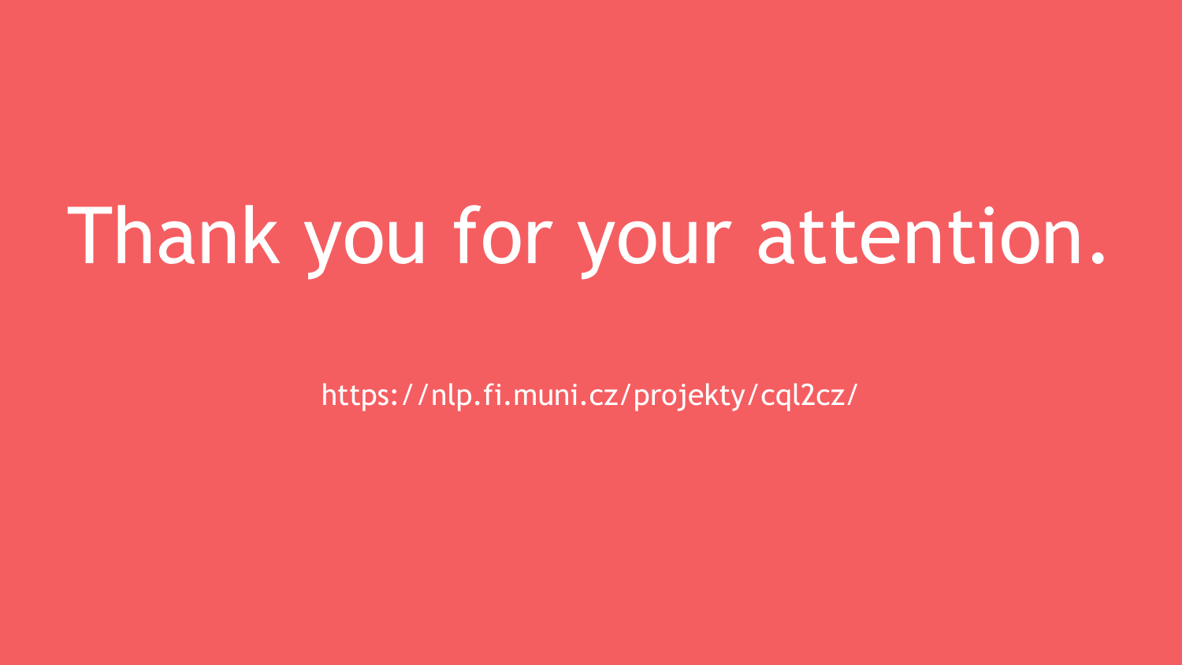# Thank you for your attention.

https://nlp.fi.muni.cz/projekty/cql2cz/